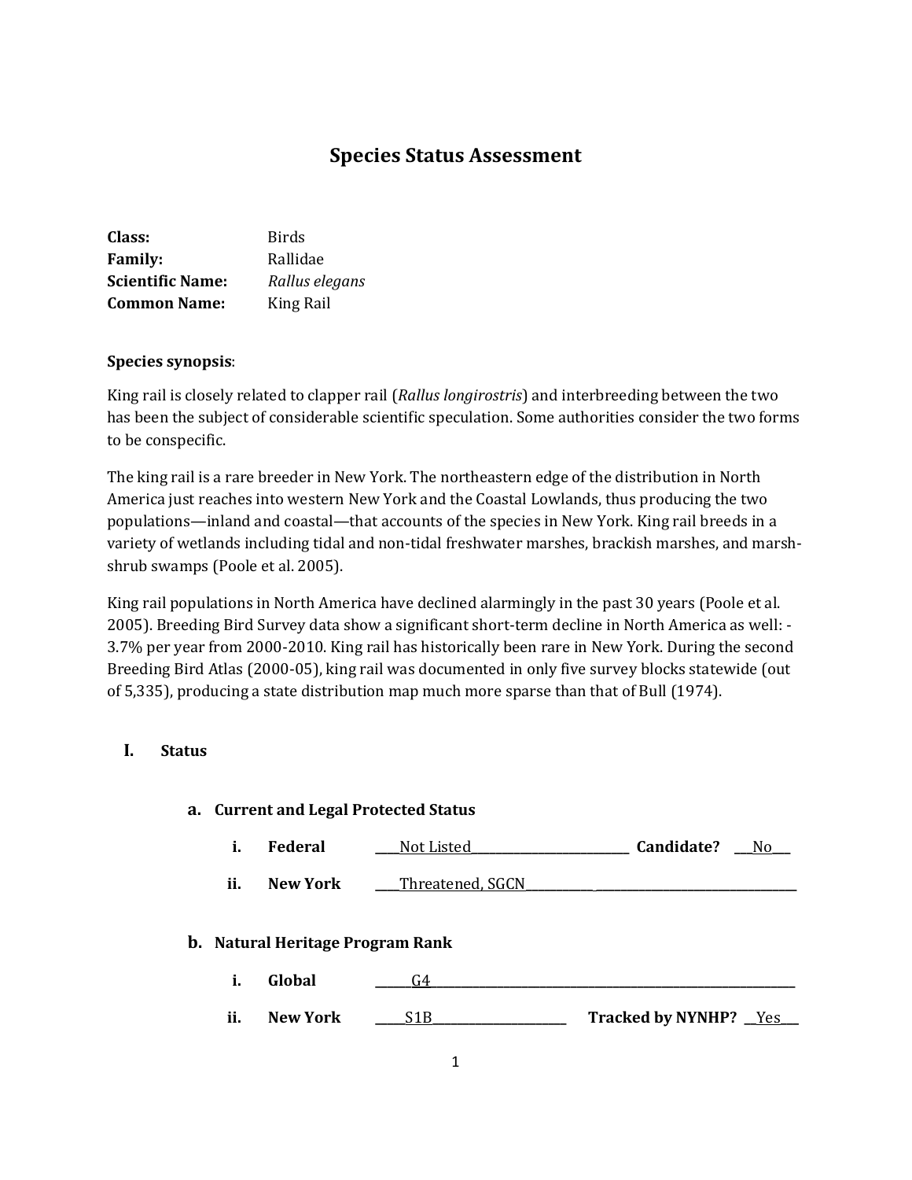# Species Status Assessment

**Class:** Birds
**Family:** Rallidae
**Scientific Name:** *Rallus elegans*
**Common Name:** King Rail

**Species synopsis**:

King rail is closely related to clapper rail (*Rallus longirostris*) and interbreeding between the two has been the subject of considerable scientific speculation. Some authorities consider the two forms to be conspecific.

The king rail is a rare breeder in New York. The northeastern edge of the distribution in North America just reaches into western New York and the Coastal Lowlands, thus producing the two populations—inland and coastal—that accounts of the species in New York. King rail breeds in a variety of wetlands including tidal and non-tidal freshwater marshes, brackish marshes, and marsh-shrub swamps (Poole et al. 2005).

King rail populations in North America have declined alarmingly in the past 30 years (Poole et al. 2005). Breeding Bird Survey data show a significant short-term decline in North America as well: -3.7% per year from 2000-2010. King rail has historically been rare in New York. During the second Breeding Bird Atlas (2000-05), king rail was documented in only five survey blocks statewide (out of 5,335), producing a state distribution map much more sparse than that of Bull (1974).

## I. Status

### a. Current and Legal Protected Status

i. **Federal** ____Not Listed____ **Candidate?** ___No___

ii. **New York** ____Threatened, SGCN____

### b. Natural Heritage Program Rank

i. **Global** ____G4____

ii. **New York** ____S1B____ **Tracked by NYNHP?** __Yes__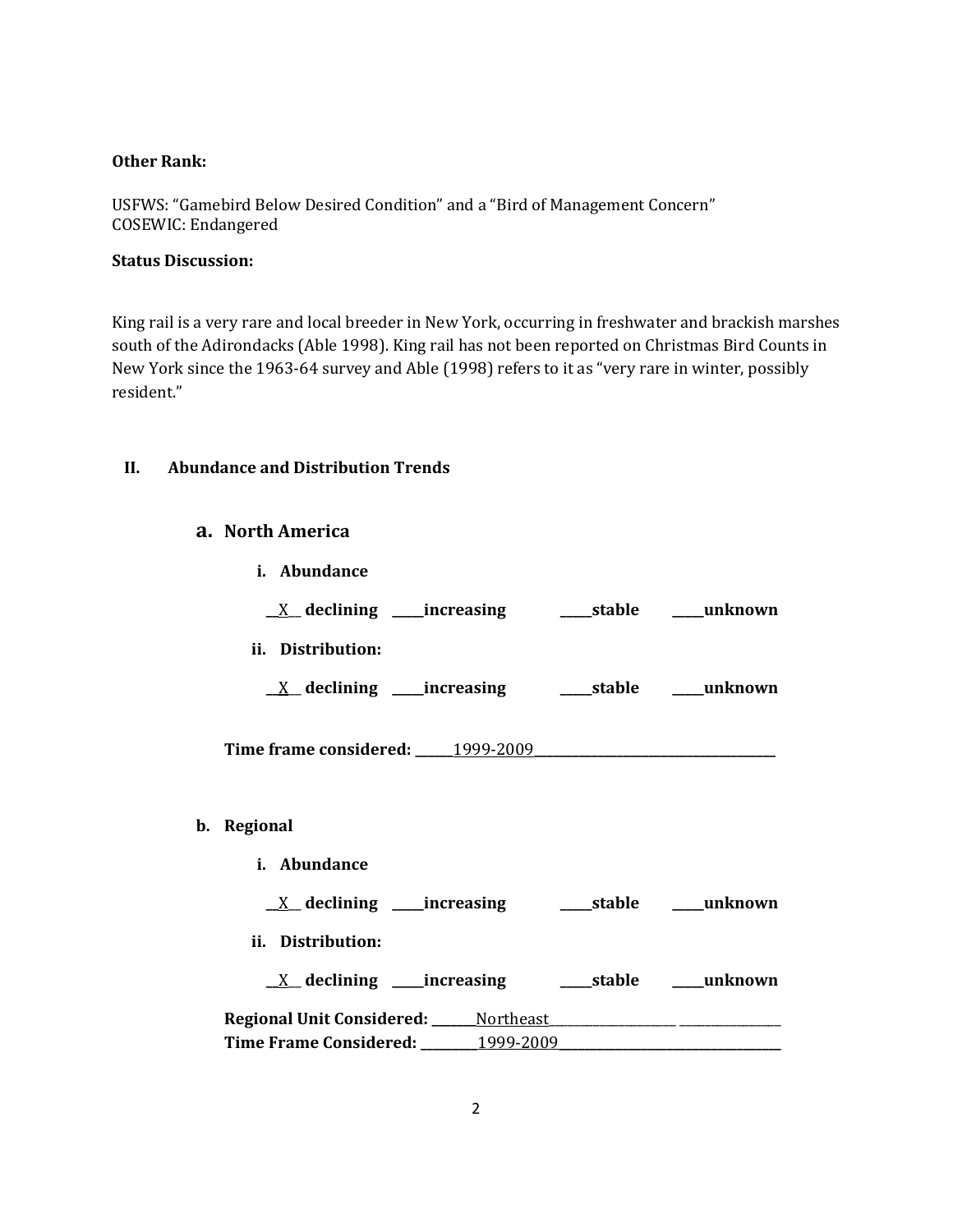**Other Rank:**

USFWS: "Gamebird Below Desired Condition" and a "Bird of Management Concern"
COSEWIC: Endangered

**Status Discussion:**

King rail is a very rare and local breeder in New York, occurring in freshwater and brackish marshes south of the Adirondacks (Able 1998). King rail has not been reported on Christmas Bird Counts in New York since the 1963-64 survey and Able (1998) refers to it as "very rare in winter, possibly resident."

## II. Abundance and Distribution Trends

### a. North America

**i. Abundance**

__X__ **declining** _____**increasing** _____**stable** _____**unknown**

**ii. Distribution:**

__X__ **declining** _____**increasing** _____**stable** _____**unknown**

**Time frame considered:** ______1999-2009______________________________________

### b. Regional

**i. Abundance**

__X__ **declining** _____**increasing** _____**stable** _____**unknown**

**ii. Distribution:**

__X__ **declining** _____**increasing** _____**stable** _____**unknown**

**Regional Unit Considered:** _______Northeast_____________________ ________________
**Time Frame Considered:** _________1999-2009___________________________________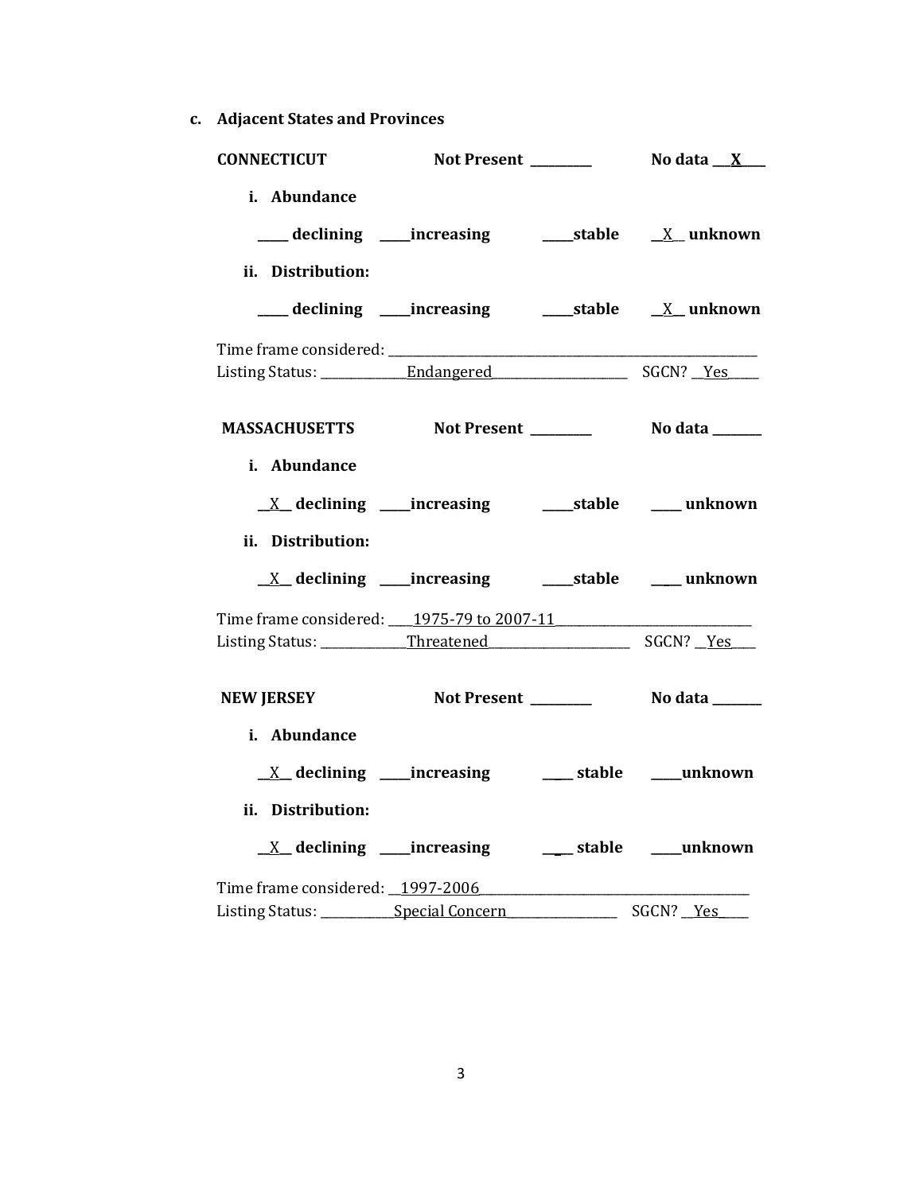**c. Adjacent States and Provinces**

**CONNECTICUT** **Not Present \_\_\_\_\_\_\_\_\_** **No data \_\_X\_\_\_**

**i. Abundance**

**\_\_\_\_ declining \_\_\_\_increasing \_\_\_\_stable \_\_X\_\_ unknown**

**ii. Distribution:**

**\_\_\_\_ declining \_\_\_\_increasing \_\_\_\_stable \_\_X\_\_ unknown**

Time frame considered: \_\_\_\_\_\_\_\_\_\_\_\_\_\_\_\_\_\_\_\_\_\_\_\_\_\_\_\_\_\_\_\_\_\_\_\_\_\_\_\_\_\_\_\_\_\_\_\_\_\_\_\_\_\_\_\_

Listing Status: \_\_\_\_\_\_\_\_\_\_\_\_\_Endangered\_\_\_\_\_\_\_\_\_\_\_\_\_\_\_\_\_\_\_\_\_ SGCN? \_\_Yes\_\_\_\_

**MASSACHUSETTS** **Not Present \_\_\_\_\_\_\_\_\_** **No data \_\_\_\_\_\_\_**

**i. Abundance**

**\_\_X\_\_ declining \_\_\_\_increasing \_\_\_\_stable \_\_\_\_ unknown**

**ii. Distribution:**

**\_\_X\_\_ declining \_\_\_\_increasing \_\_\_\_stable \_\_\_\_ unknown**

Time frame considered: \_\_\_\_1975-79 to 2007-11\_\_\_\_\_\_\_\_\_\_\_\_\_\_\_\_\_\_\_\_\_\_\_\_\_\_\_\_\_\_

Listing Status: \_\_\_\_\_\_\_\_\_\_\_\_\_Threatened\_\_\_\_\_\_\_\_\_\_\_\_\_\_\_\_\_\_\_\_\_\_ SGCN? \_\_Yes\_\_\_

**NEW JERSEY** **Not Present \_\_\_\_\_\_\_\_\_** **No data \_\_\_\_\_\_\_**

**i. Abundance**

**\_\_X\_\_ declining \_\_\_\_increasing \_\_\_\_ stable \_\_\_\_unknown**

**ii. Distribution:**

**\_\_X\_\_ declining \_\_\_\_increasing \_\_\_\_ stable \_\_\_\_unknown**

Time frame considered: \_\_1997-2006\_\_\_\_\_\_\_\_\_\_\_\_\_\_\_\_\_\_\_\_\_\_\_\_\_\_\_\_\_\_\_\_\_\_\_\_\_\_\_\_\_\_

Listing Status: \_\_\_\_\_\_\_\_\_\_\_Special Concern\_\_\_\_\_\_\_\_\_\_\_\_\_\_\_\_\_ SGCN? \_\_Yes\_\_\_\_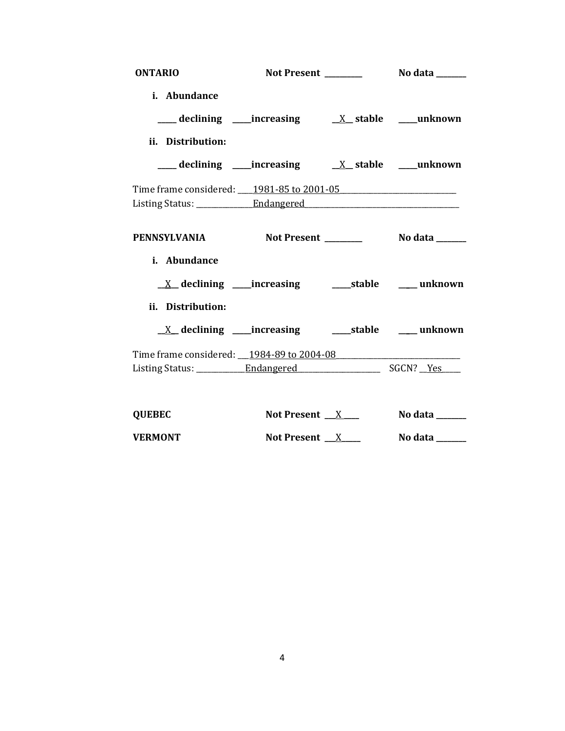**ONTARIO** **Not Present** ________ **No data** _______

**i. Abundance**

_____ **declining** _____**increasing** __X__ **stable** _____**unknown**

**ii. Distribution:**

_____ **declining** _____**increasing** __X__ **stable** _____**unknown**

Time frame considered: ____1981-85 to 2001-05____________________________

Listing Status: ______________Endangered_____________________________________

**PENNSYLVANIA** **Not Present** ________ **No data** _______

**i. Abundance**

__X__ **declining** _____**increasing** _____**stable** _____ **unknown**

**ii. Distribution:**

__X__ **declining** _____**increasing** _____**stable** _____ **unknown**

Time frame considered: ___1984-89 to 2004-08______________________________

Listing Status: ____________Endangered_____________________ SGCN? __Yes_____

**QUEBEC** **Not Present** ___X____ **No data** _______

**VERMONT** **Not Present** ___X_____ **No data** _______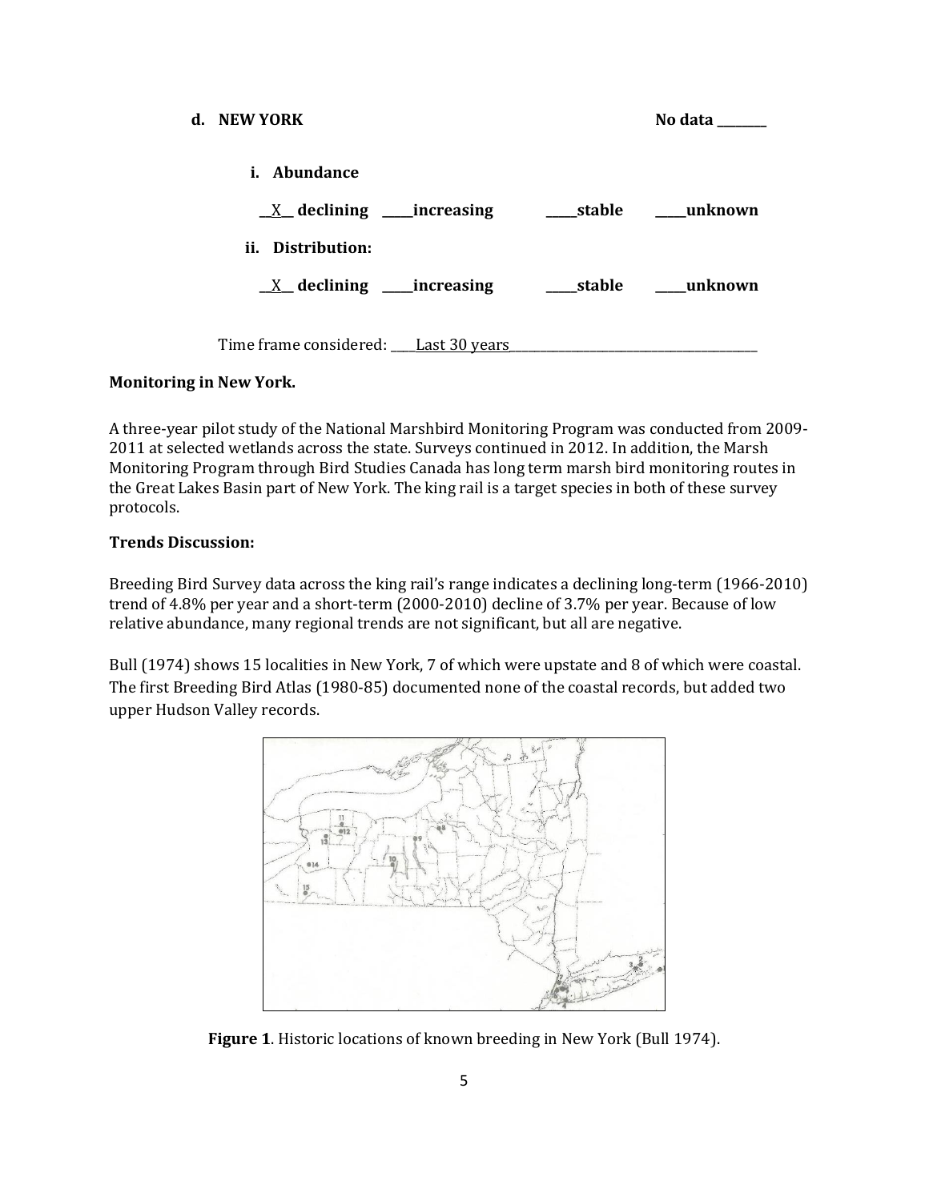**d. NEW YORK** **No data \_\_\_\_\_\_\_\_**

**i. Abundance**

\_\_X\_\_ **declining** \_\_\_\_\_**increasing** \_\_\_\_\_**stable** \_\_\_\_\_**unknown**

**ii. Distribution:**

\_\_X\_\_ **declining** \_\_\_\_\_**increasing** \_\_\_\_\_**stable** \_\_\_\_\_**unknown**

Time frame considered: \_\_\_\_Last 30 years\_\_\_\_\_\_\_\_\_\_\_\_\_\_\_\_\_\_\_\_\_\_\_\_\_\_\_\_\_\_\_\_\_\_\_\_\_\_\_\_\_\_

**Monitoring in New York.**

A three-year pilot study of the National Marshbird Monitoring Program was conducted from 2009-2011 at selected wetlands across the state. Surveys continued in 2012. In addition, the Marsh Monitoring Program through Bird Studies Canada has long term marsh bird monitoring routes in the Great Lakes Basin part of New York. The king rail is a target species in both of these survey protocols.

**Trends Discussion:**

Breeding Bird Survey data across the king rail's range indicates a declining long-term (1966-2010) trend of 4.8% per year and a short-term (2000-2010) decline of 3.7% per year. Because of low relative abundance, many regional trends are not significant, but all are negative.

Bull (1974) shows 15 localities in New York, 7 of which were upstate and 8 of which were coastal. The first Breeding Bird Atlas (1980-85) documented none of the coastal records, but added two upper Hudson Valley records.

**Figure 1**. Historic locations of known breeding in New York (Bull 1974).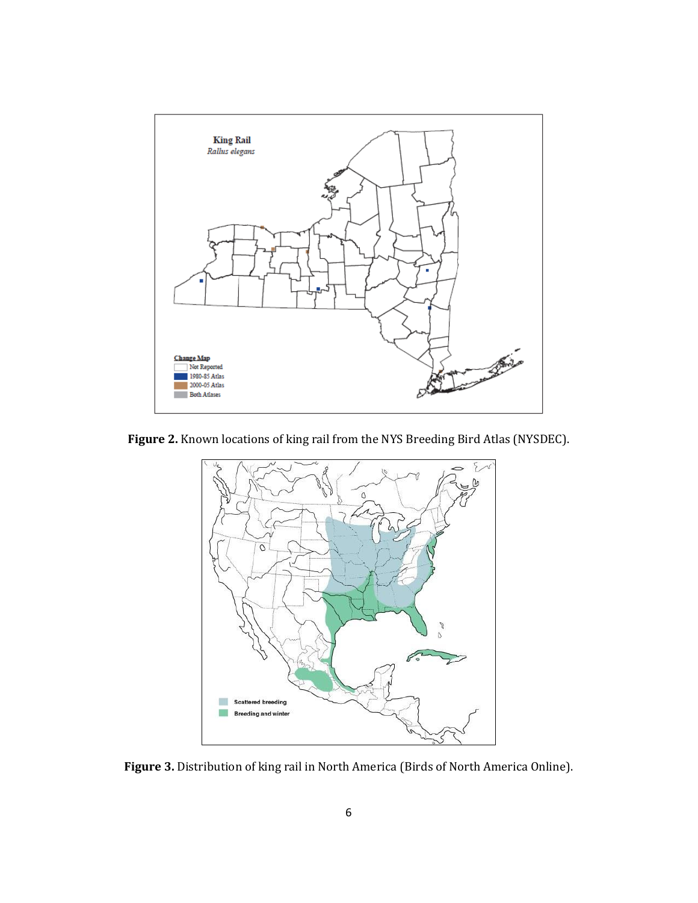**Figure 2.** Known locations of king rail from the NYS Breeding Bird Atlas (NYSDEC).

**Figure 3.** Distribution of king rail in North America (Birds of North America Online).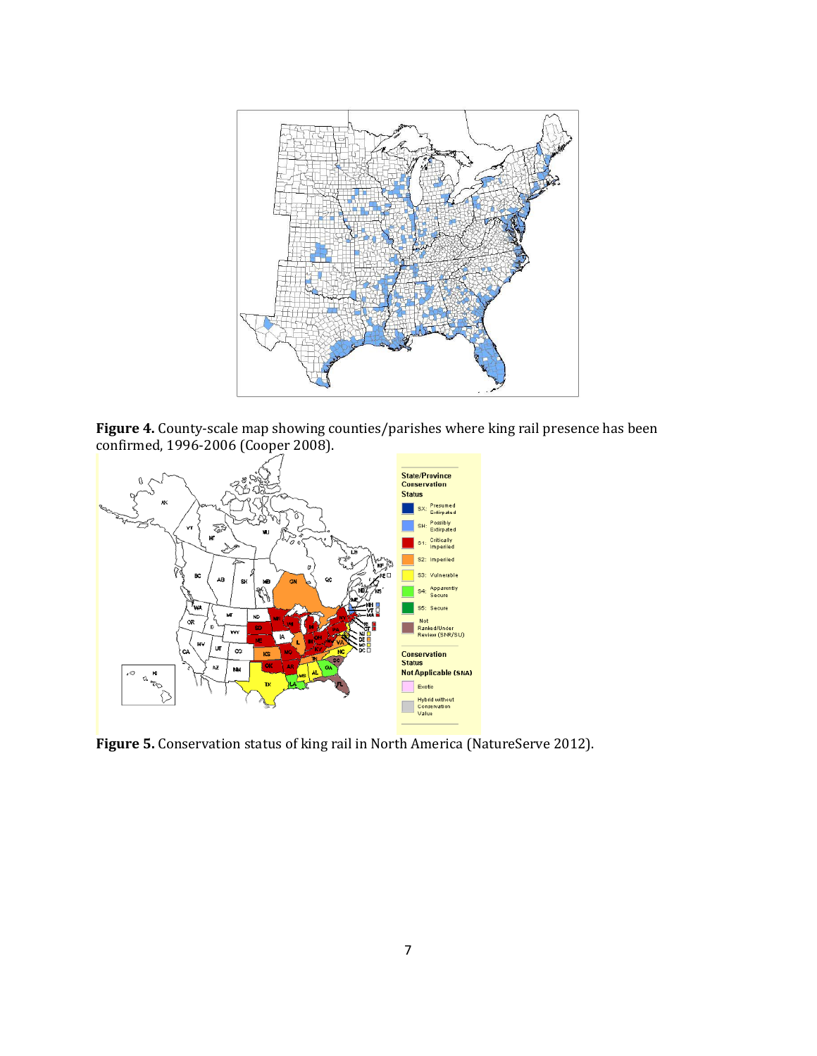**Figure 4.** County-scale map showing counties/parishes where king rail presence has been confirmed, 1996-2006 (Cooper 2008).

**Figure 5.** Conservation status of king rail in North America (NatureServe 2012).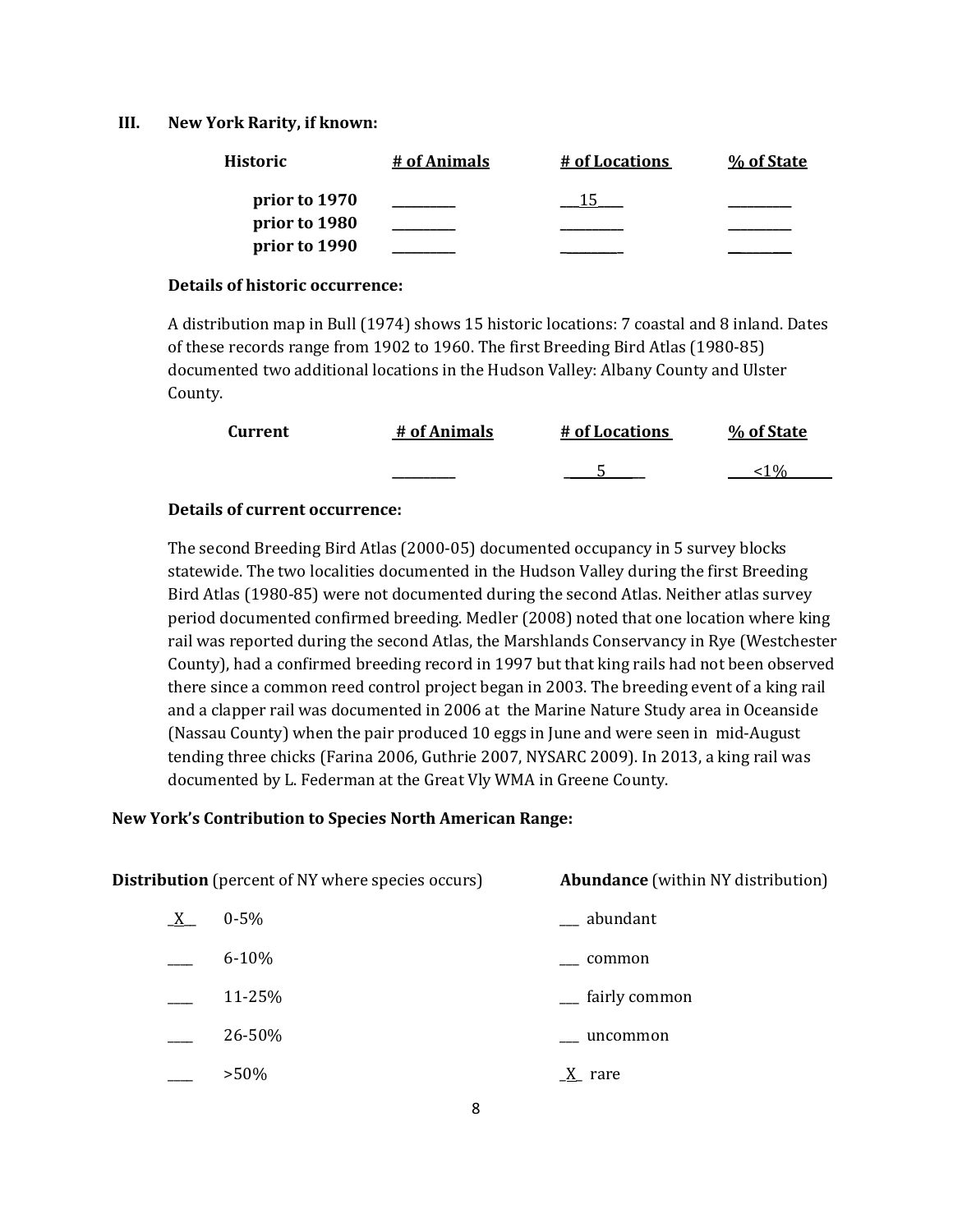## III. New York Rarity, if known:

| Historic | # of Animals | # of Locations | % of State |
|---|---|---|---|
| prior to 1970 | ______ | 15 | ______ |
| prior to 1980 | ______ | ______ | ______ |
| prior to 1990 | ______ | ______ | ______ |

**Details of historic occurrence:**

A distribution map in Bull (1974) shows 15 historic locations: 7 coastal and 8 inland. Dates of these records range from 1902 to 1960. The first Breeding Bird Atlas (1980-85) documented two additional locations in the Hudson Valley: Albany County and Ulster County.

| Current | # of Animals | # of Locations | % of State |
|---|---|---|---|
| | ______ | 5 | <1% |

**Details of current occurrence:**

The second Breeding Bird Atlas (2000-05) documented occupancy in 5 survey blocks statewide. The two localities documented in the Hudson Valley during the first Breeding Bird Atlas (1980-85) were not documented during the second Atlas. Neither atlas survey period documented confirmed breeding. Medler (2008) noted that one location where king rail was reported during the second Atlas, the Marshlands Conservancy in Rye (Westchester County), had a confirmed breeding record in 1997 but that king rails had not been observed there since a common reed control project began in 2003. The breeding event of a king rail and a clapper rail was documented in 2006 at the Marine Nature Study area in Oceanside (Nassau County) when the pair produced 10 eggs in June and were seen in mid-August tending three chicks (Farina 2006, Guthrie 2007, NYSARC 2009). In 2013, a king rail was documented by L. Federman at the Great Vly WMA in Greene County.

**New York's Contribution to Species North American Range:**

**Distribution** (percent of NY where species occurs)

- _X_ 0-5%
- ___ 6-10%
- ___ 11-25%
- ___ 26-50%
- ___ >50%

**Abundance** (within NY distribution)

- ___ abundant
- ___ common
- ___ fairly common
- ___ uncommon
- _X_ rare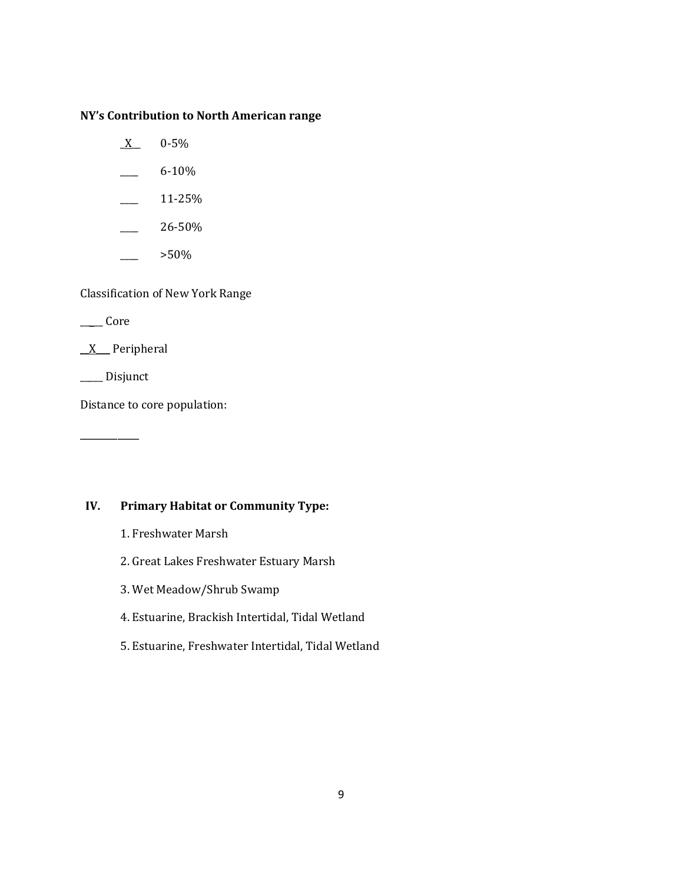**NY's Contribution to North American range**

_X__ 0-5%

____ 6-10%

____ 11-25%

____ 26-50%

____ >50%

Classification of New York Range

_____ Core

__X___ Peripheral

_____ Disjunct

Distance to core population:

____________

## IV. Primary Habitat or Community Type:

1. Freshwater Marsh
2. Great Lakes Freshwater Estuary Marsh
3. Wet Meadow/Shrub Swamp
4. Estuarine, Brackish Intertidal, Tidal Wetland
5. Estuarine, Freshwater Intertidal, Tidal Wetland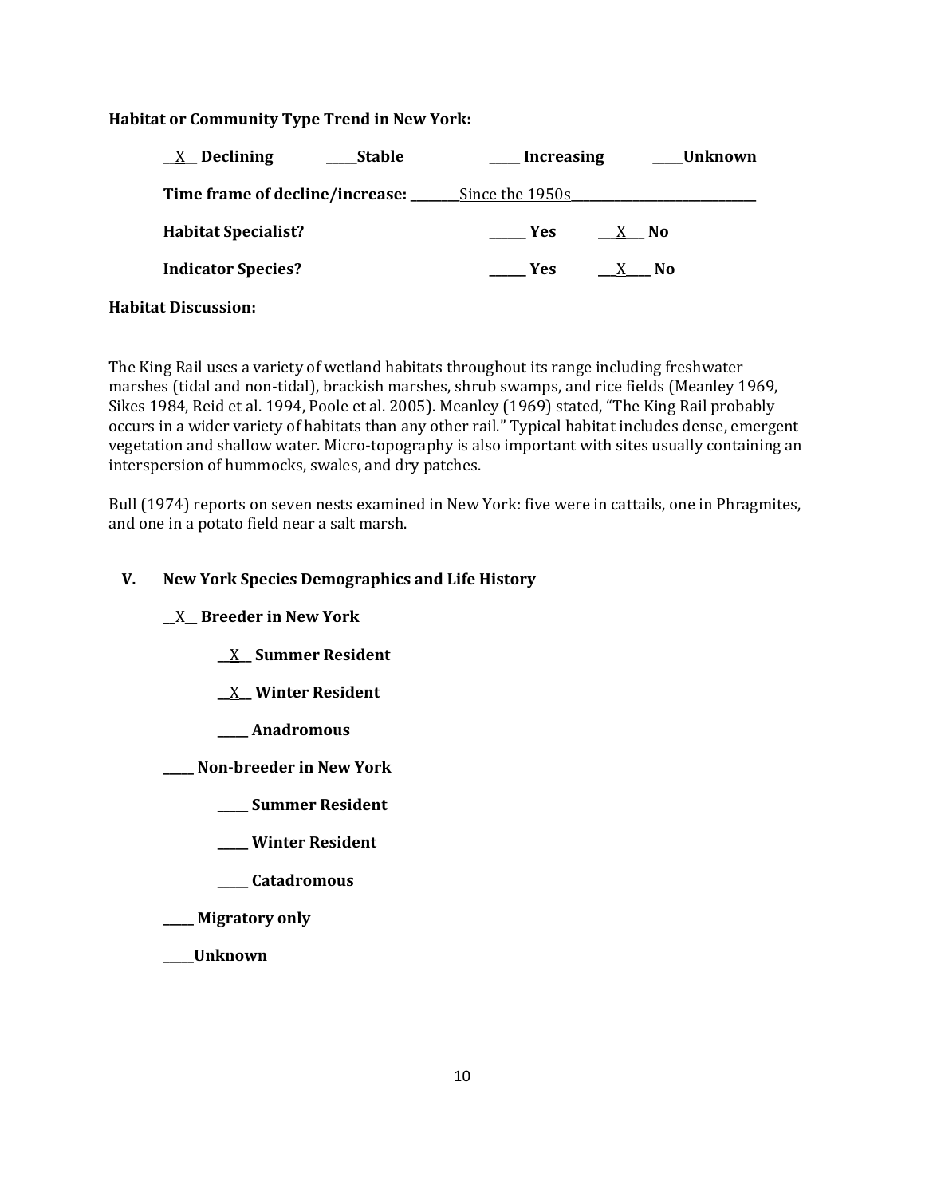**Habitat or Community Type Trend in New York:**

__X__ **Declining** _____**Stable** _____ **Increasing** _____**Unknown**

**Time frame of decline/increase:** ________Since the 1950s_____________________________

**Habitat Specialist?** ______ **Yes** ___X___ **No**

**Indicator Species?** ______ **Yes** ___X____ **No**

**Habitat Discussion:**

The King Rail uses a variety of wetland habitats throughout its range including freshwater marshes (tidal and non-tidal), brackish marshes, shrub swamps, and rice fields (Meanley 1969, Sikes 1984, Reid et al. 1994, Poole et al. 2005). Meanley (1969) stated, "The King Rail probably occurs in a wider variety of habitats than any other rail." Typical habitat includes dense, emergent vegetation and shallow water. Micro-topography is also important with sites usually containing an interspersion of hummocks, swales, and dry patches.

Bull (1974) reports on seven nests examined in New York: five were in cattails, one in Phragmites, and one in a potato field near a salt marsh.

## V. New York Species Demographics and Life History

__X__ **Breeder in New York**

- __X__ **Summer Resident**
- __X__ **Winter Resident**
- _____ **Anadromous**

_____ **Non-breeder in New York**

- _____ **Summer Resident**
- _____ **Winter Resident**
- _____ **Catadromous**

_____ **Migratory only**

_____**Unknown**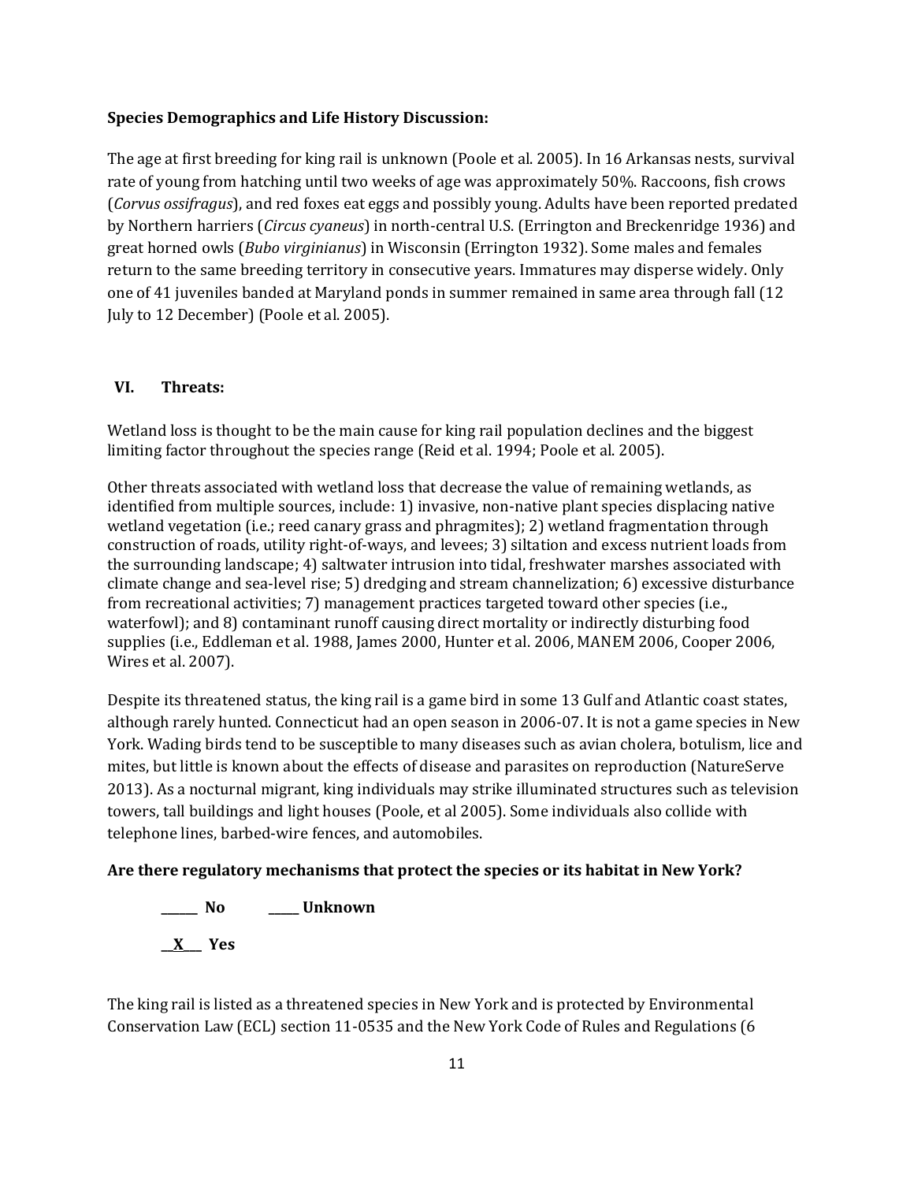**Species Demographics and Life History Discussion:**

The age at first breeding for king rail is unknown (Poole et al. 2005). In 16 Arkansas nests, survival rate of young from hatching until two weeks of age was approximately 50%. Raccoons, fish crows (*Corvus ossifragus*), and red foxes eat eggs and possibly young. Adults have been reported predated by Northern harriers (*Circus cyaneus*) in north-central U.S. (Errington and Breckenridge 1936) and great horned owls (*Bubo virginianus*) in Wisconsin (Errington 1932). Some males and females return to the same breeding territory in consecutive years. Immatures may disperse widely. Only one of 41 juveniles banded at Maryland ponds in summer remained in same area through fall (12 July to 12 December) (Poole et al. 2005).

## VI. Threats:

Wetland loss is thought to be the main cause for king rail population declines and the biggest limiting factor throughout the species range (Reid et al. 1994; Poole et al. 2005).

Other threats associated with wetland loss that decrease the value of remaining wetlands, as identified from multiple sources, include: 1) invasive, non-native plant species displacing native wetland vegetation (i.e.; reed canary grass and phragmites); 2) wetland fragmentation through construction of roads, utility right-of-ways, and levees; 3) siltation and excess nutrient loads from the surrounding landscape; 4) saltwater intrusion into tidal, freshwater marshes associated with climate change and sea-level rise; 5) dredging and stream channelization; 6) excessive disturbance from recreational activities; 7) management practices targeted toward other species (i.e., waterfowl); and 8) contaminant runoff causing direct mortality or indirectly disturbing food supplies (i.e., Eddleman et al. 1988, James 2000, Hunter et al. 2006, MANEM 2006, Cooper 2006, Wires et al. 2007).

Despite its threatened status, the king rail is a game bird in some 13 Gulf and Atlantic coast states, although rarely hunted. Connecticut had an open season in 2006-07. It is not a game species in New York. Wading birds tend to be susceptible to many diseases such as avian cholera, botulism, lice and mites, but little is known about the effects of disease and parasites on reproduction (NatureServe 2013). As a nocturnal migrant, king individuals may strike illuminated structures such as television towers, tall buildings and light houses (Poole, et al 2005). Some individuals also collide with telephone lines, barbed-wire fences, and automobiles.

**Are there regulatory mechanisms that protect the species or its habitat in New York?**

**______ No ______ Unknown**

**__X___ Yes**

The king rail is listed as a threatened species in New York and is protected by Environmental Conservation Law (ECL) section 11-0535 and the New York Code of Rules and Regulations (6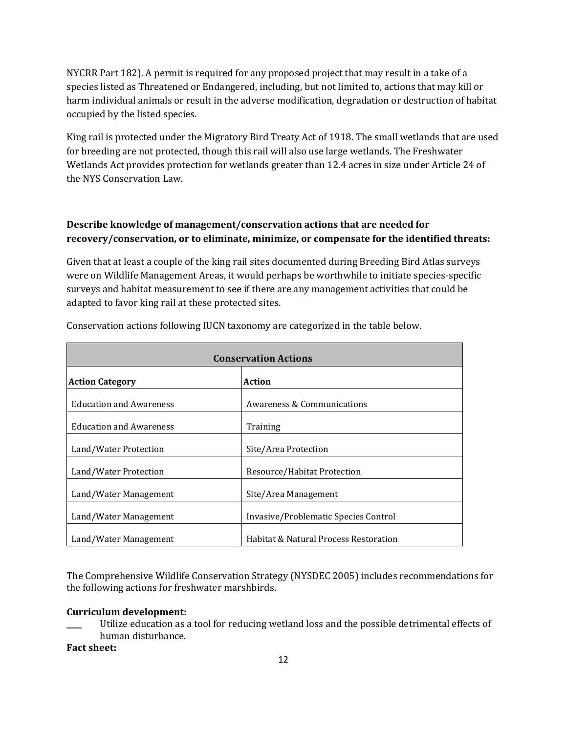NYCRR Part 182). A permit is required for any proposed project that may result in a take of a species listed as Threatened or Endangered, including, but not limited to, actions that may kill or harm individual animals or result in the adverse modification, degradation or destruction of habitat occupied by the listed species.

King rail is protected under the Migratory Bird Treaty Act of 1918. The small wetlands that are used for breeding are not protected, though this rail will also use large wetlands. The Freshwater Wetlands Act provides protection for wetlands greater than 12.4 acres in size under Article 24 of the NYS Conservation Law.

**Describe knowledge of management/conservation actions that are needed for recovery/conservation, or to eliminate, minimize, or compensate for the identified threats:**

Given that at least a couple of the king rail sites documented during Breeding Bird Atlas surveys were on Wildlife Management Areas, it would perhaps be worthwhile to initiate species-specific surveys and habitat measurement to see if there are any management activities that could be adapted to favor king rail at these protected sites.

Conservation actions following IUCN taxonomy are categorized in the table below.

| **Conservation Actions** | |
|---|---|
| **Action Category** | **Action** |
| Education and Awareness | Awareness & Communications |
| Education and Awareness | Training |
| Land/Water Protection | Site/Area Protection |
| Land/Water Protection | Resource/Habitat Protection |
| Land/Water Management | Site/Area Management |
| Land/Water Management | Invasive/Problematic Species Control |
| Land/Water Management | Habitat & Natural Process Restoration |

The Comprehensive Wildlife Conservation Strategy (NYSDEC 2005) includes recommendations for the following actions for freshwater marshbirds.

**Curriculum development:**

____ Utilize education as a tool for reducing wetland loss and the possible detrimental effects of human disturbance.

**Fact sheet:**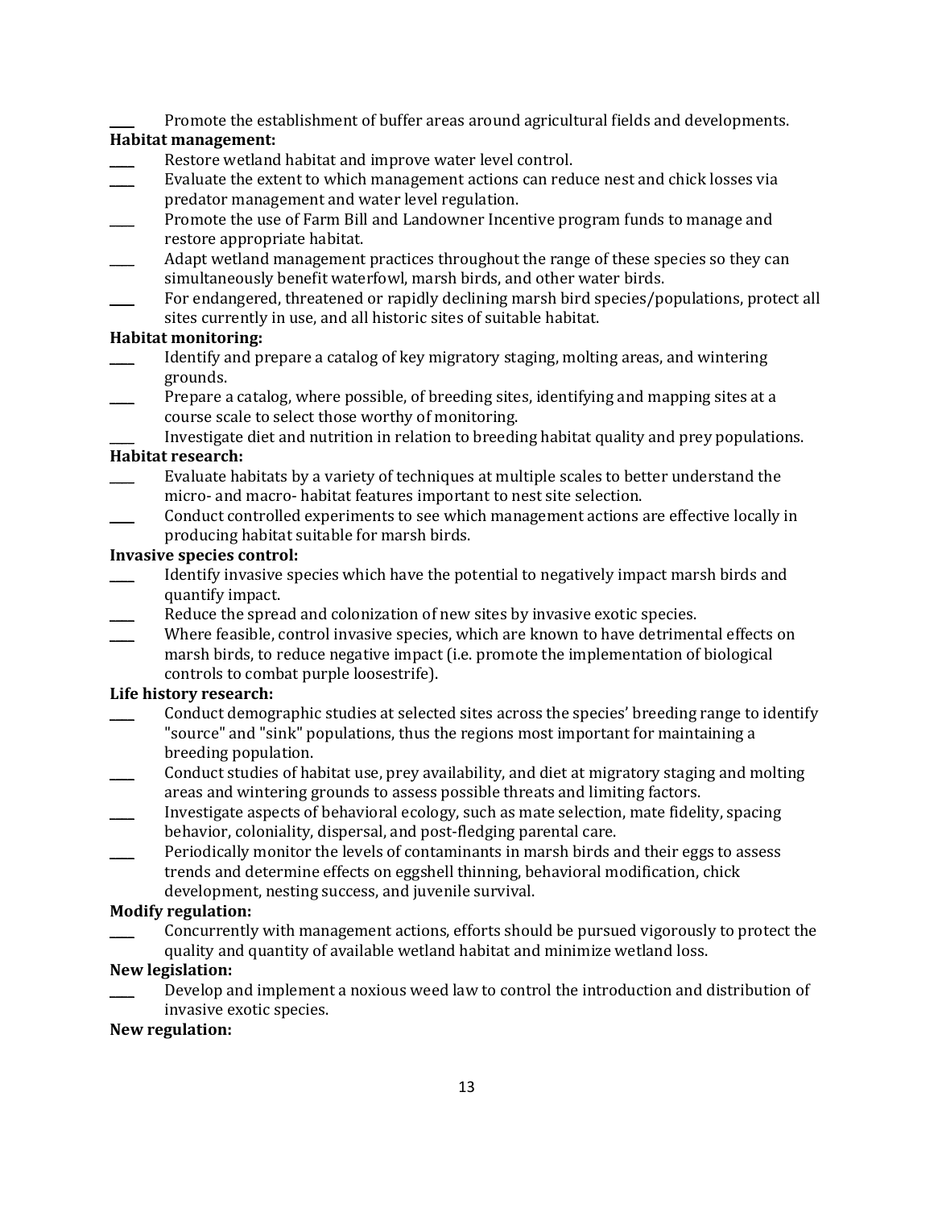____ Promote the establishment of buffer areas around agricultural fields and developments.

**Habitat management:**

____ Restore wetland habitat and improve water level control.

____ Evaluate the extent to which management actions can reduce nest and chick losses via predator management and water level regulation.

____ Promote the use of Farm Bill and Landowner Incentive program funds to manage and restore appropriate habitat.

____ Adapt wetland management practices throughout the range of these species so they can simultaneously benefit waterfowl, marsh birds, and other water birds.

____ For endangered, threatened or rapidly declining marsh bird species/populations, protect all sites currently in use, and all historic sites of suitable habitat.

**Habitat monitoring:**

____ Identify and prepare a catalog of key migratory staging, molting areas, and wintering grounds.

____ Prepare a catalog, where possible, of breeding sites, identifying and mapping sites at a course scale to select those worthy of monitoring.

____ Investigate diet and nutrition in relation to breeding habitat quality and prey populations.

**Habitat research:**

____ Evaluate habitats by a variety of techniques at multiple scales to better understand the micro- and macro- habitat features important to nest site selection.

____ Conduct controlled experiments to see which management actions are effective locally in producing habitat suitable for marsh birds.

**Invasive species control:**

____ Identify invasive species which have the potential to negatively impact marsh birds and quantify impact.

____ Reduce the spread and colonization of new sites by invasive exotic species.

____ Where feasible, control invasive species, which are known to have detrimental effects on marsh birds, to reduce negative impact (i.e. promote the implementation of biological controls to combat purple loosestrife).

**Life history research:**

____ Conduct demographic studies at selected sites across the species' breeding range to identify "source" and "sink" populations, thus the regions most important for maintaining a breeding population.

____ Conduct studies of habitat use, prey availability, and diet at migratory staging and molting areas and wintering grounds to assess possible threats and limiting factors.

____ Investigate aspects of behavioral ecology, such as mate selection, mate fidelity, spacing behavior, coloniality, dispersal, and post-fledging parental care.

____ Periodically monitor the levels of contaminants in marsh birds and their eggs to assess trends and determine effects on eggshell thinning, behavioral modification, chick development, nesting success, and juvenile survival.

**Modify regulation:**

____ Concurrently with management actions, efforts should be pursued vigorously to protect the quality and quantity of available wetland habitat and minimize wetland loss.

**New legislation:**

____ Develop and implement a noxious weed law to control the introduction and distribution of invasive exotic species.

**New regulation:**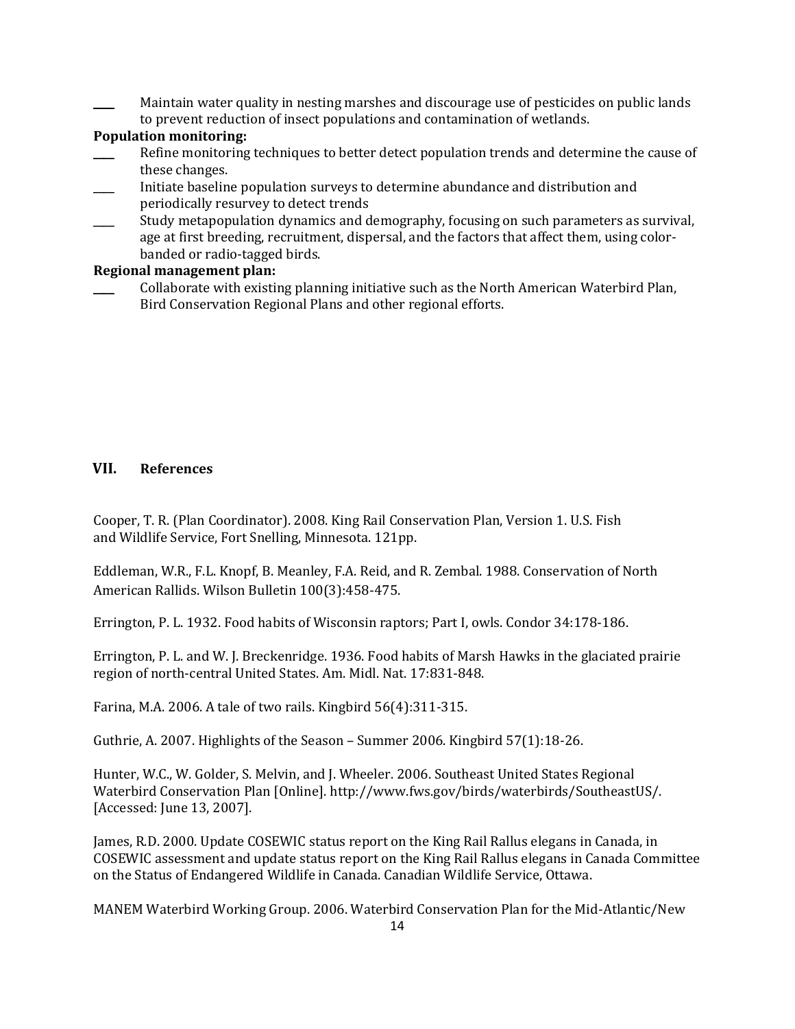____ Maintain water quality in nesting marshes and discourage use of pesticides on public lands to prevent reduction of insect populations and contamination of wetlands.

**Population monitoring:**

____ Refine monitoring techniques to better detect population trends and determine the cause of these changes.

____ Initiate baseline population surveys to determine abundance and distribution and periodically resurvey to detect trends

____ Study metapopulation dynamics and demography, focusing on such parameters as survival, age at first breeding, recruitment, dispersal, and the factors that affect them, using color-banded or radio-tagged birds.

**Regional management plan:**

____ Collaborate with existing planning initiative such as the North American Waterbird Plan, Bird Conservation Regional Plans and other regional efforts.

## VII. References

Cooper, T. R. (Plan Coordinator). 2008. King Rail Conservation Plan, Version 1. U.S. Fish and Wildlife Service, Fort Snelling, Minnesota. 121pp.

Eddleman, W.R., F.L. Knopf, B. Meanley, F.A. Reid, and R. Zembal. 1988. Conservation of North American Rallids. Wilson Bulletin 100(3):458-475.

Errington, P. L. 1932. Food habits of Wisconsin raptors; Part I, owls. Condor 34:178-186.

Errington, P. L. and W. J. Breckenridge. 1936. Food habits of Marsh Hawks in the glaciated prairie region of north-central United States. Am. Midl. Nat. 17:831-848.

Farina, M.A. 2006. A tale of two rails. Kingbird 56(4):311-315.

Guthrie, A. 2007. Highlights of the Season – Summer 2006. Kingbird 57(1):18-26.

Hunter, W.C., W. Golder, S. Melvin, and J. Wheeler. 2006. Southeast United States Regional Waterbird Conservation Plan [Online]. http://www.fws.gov/birds/waterbirds/SoutheastUS/. [Accessed: June 13, 2007].

James, R.D. 2000. Update COSEWIC status report on the King Rail Rallus elegans in Canada, in COSEWIC assessment and update status report on the King Rail Rallus elegans in Canada Committee on the Status of Endangered Wildlife in Canada. Canadian Wildlife Service, Ottawa.

MANEM Waterbird Working Group. 2006. Waterbird Conservation Plan for the Mid-Atlantic/New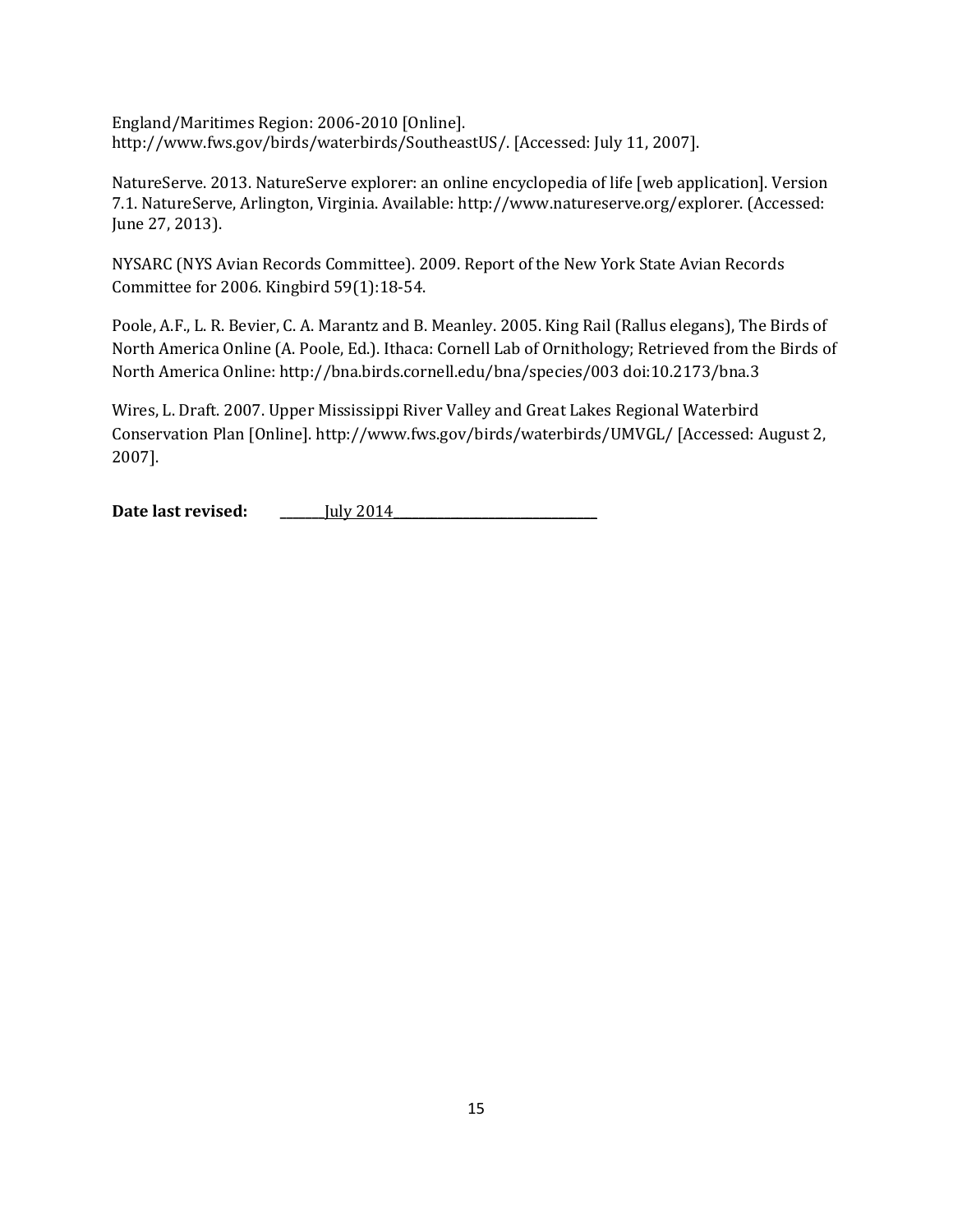England/Maritimes Region: 2006-2010 [Online]. http://www.fws.gov/birds/waterbirds/SoutheastUS/. [Accessed: July 11, 2007].

NatureServe. 2013. NatureServe explorer: an online encyclopedia of life [web application]. Version 7.1. NatureServe, Arlington, Virginia. Available: http://www.natureserve.org/explorer. (Accessed: June 27, 2013).

NYSARC (NYS Avian Records Committee). 2009. Report of the New York State Avian Records Committee for 2006. Kingbird 59(1):18-54.

Poole, A.F., L. R. Bevier, C. A. Marantz and B. Meanley. 2005. King Rail (Rallus elegans), The Birds of North America Online (A. Poole, Ed.). Ithaca: Cornell Lab of Ornithology; Retrieved from the Birds of North America Online: http://bna.birds.cornell.edu/bna/species/003 doi:10.2173/bna.3

Wires, L. Draft. 2007. Upper Mississippi River Valley and Great Lakes Regional Waterbird Conservation Plan [Online]. http://www.fws.gov/birds/waterbirds/UMVGL/ [Accessed: August 2, 2007].

**Date last revised:** _______July 2014_______________________________